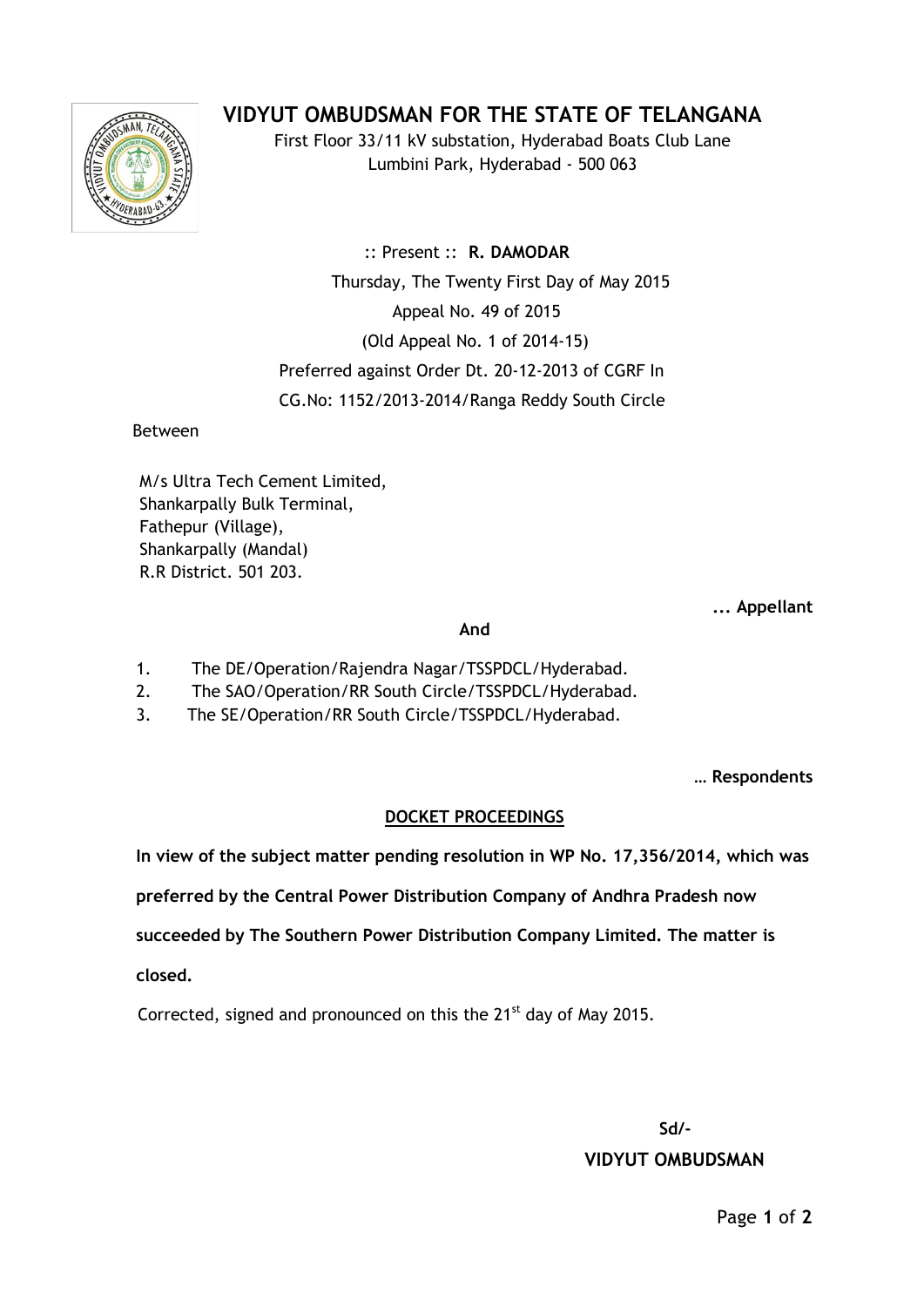# VIDYUT OMBUDSMAN FOR THE STATE OF TELANGANA

First Floor 33/11 kV substation, Hyderabad Boats Club Lane
Lumbini Park, Hyderabad - 500 063

:: Present :: **R. DAMODAR**

Thursday, The Twenty First Day of May 2015

Appeal No. 49 of 2015

(Old Appeal No. 1 of 2014-15)

Preferred against Order Dt. 20-12-2013 of CGRF In
CG.No: 1152/2013-2014/Ranga Reddy South Circle

Between

M/s Ultra Tech Cement Limited,
Shankarpally Bulk Terminal,
Fathepur (Village),
Shankarpally (Mandal)
R.R District. 501 203.

**... Appellant**

**And**

1. The DE/Operation/Rajendra Nagar/TSSPDCL/Hyderabad.
2. The SAO/Operation/RR South Circle/TSSPDCL/Hyderabad.
3. The SE/Operation/RR South Circle/TSSPDCL/Hyderabad.

**… Respondents**

**DOCKET PROCEEDINGS**

**In view of the subject matter pending resolution in WP No. 17,356/2014, which was preferred by the Central Power Distribution Company of Andhra Pradesh now succeeded by The Southern Power Distribution Company Limited. The matter is closed.**

Corrected, signed and pronounced on this the 21st day of May 2015.

**Sd/-**

**VIDYUT OMBUDSMAN**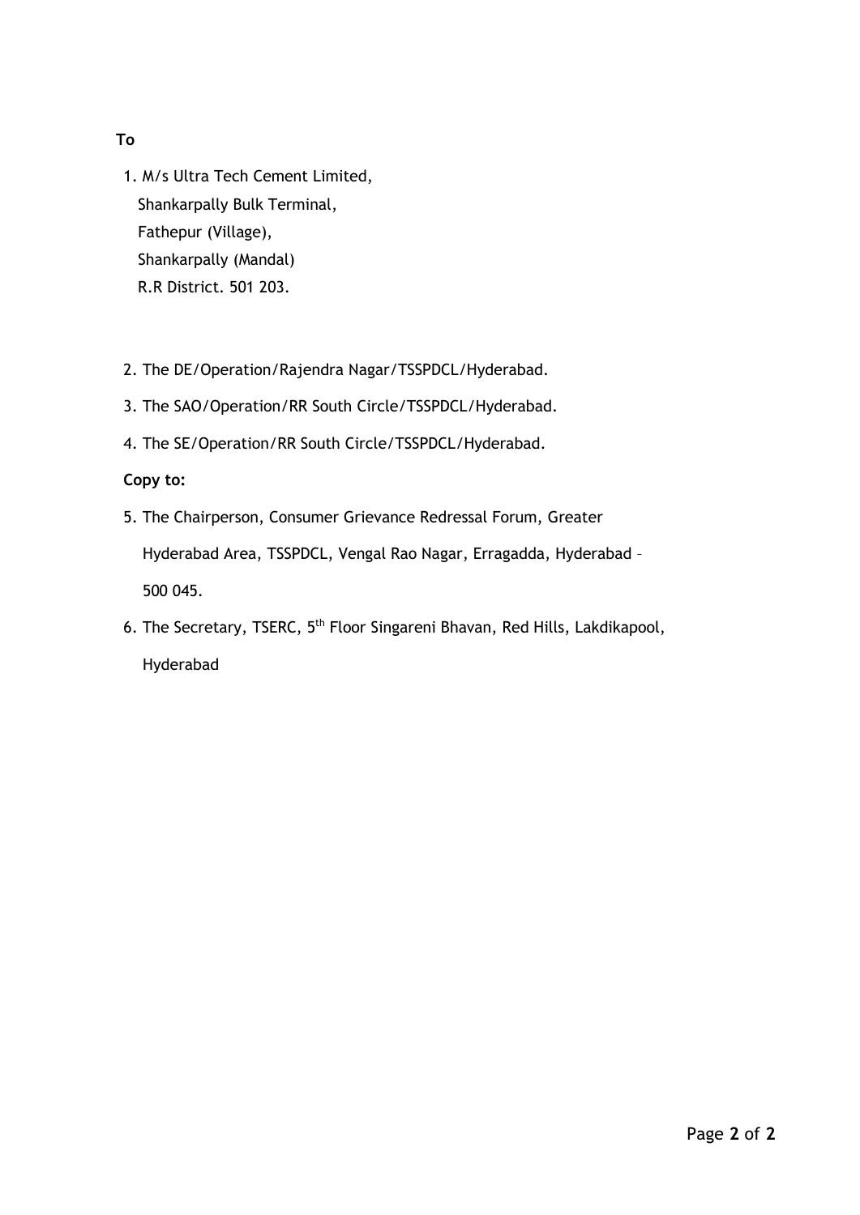**To**

1. M/s Ultra Tech Cement Limited,
   Shankarpally Bulk Terminal,
   Fathepur (Village),
   Shankarpally (Mandal)
   R.R District. 501 203.

2. The DE/Operation/Rajendra Nagar/TSSPDCL/Hyderabad.
3. The SAO/Operation/RR South Circle/TSSPDCL/Hyderabad.
4. The SE/Operation/RR South Circle/TSSPDCL/Hyderabad.

**Copy to:**

5. The Chairperson, Consumer Grievance Redressal Forum, Greater Hyderabad Area, TSSPDCL, Vengal Rao Nagar, Erragadda, Hyderabad – 500 045.
6. The Secretary, TSERC, 5th Floor Singareni Bhavan, Red Hills, Lakdikapool, Hyderabad